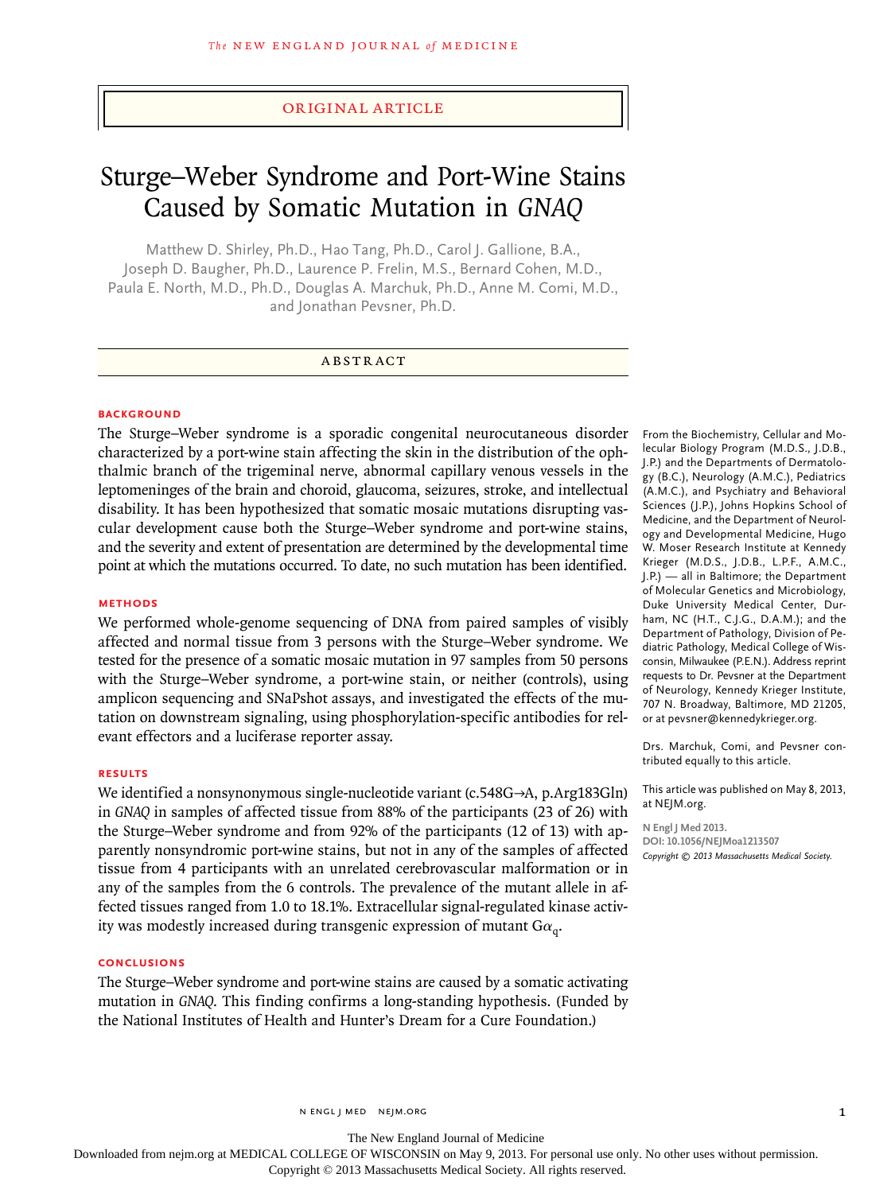ORIGINAL ARTICLE

# Sturge–Weber Syndrome and Port-Wine Stains Caused by Somatic Mutation in *GNAQ*

Matthew D. Shirley, Ph.D., Hao Tang, Ph.D., Carol J. Gallione, B.A., Joseph D. Baugher, Ph.D., Laurence P. Frelin, M.S., Bernard Cohen, M.D., Paula E. North, M.D., Ph.D., Douglas A. Marchuk, Ph.D., Anne M. Comi, M.D., and Jonathan Pevsner, Ph.D.

## ABSTRACT

### BACKGROUND

The Sturge–Weber syndrome is a sporadic congenital neurocutaneous disorder characterized by a port-wine stain affecting the skin in the distribution of the ophthalmic branch of the trigeminal nerve, abnormal capillary venous vessels in the leptomeninges of the brain and choroid, glaucoma, seizures, stroke, and intellectual disability. It has been hypothesized that somatic mosaic mutations disrupting vascular development cause both the Sturge–Weber syndrome and port-wine stains, and the severity and extent of presentation are determined by the developmental time point at which the mutations occurred. To date, no such mutation has been identified.

### METHODS

We performed whole-genome sequencing of DNA from paired samples of visibly affected and normal tissue from 3 persons with the Sturge–Weber syndrome. We tested for the presence of a somatic mosaic mutation in 97 samples from 50 persons with the Sturge–Weber syndrome, a port-wine stain, or neither (controls), using amplicon sequencing and SNaPshot assays, and investigated the effects of the mutation on downstream signaling, using phosphorylation-specific antibodies for relevant effectors and a luciferase reporter assay.

### RESULTS

We identified a nonsynonymous single-nucleotide variant (c.548G→A, p.Arg183Gln) in *GNAQ* in samples of affected tissue from 88% of the participants (23 of 26) with the Sturge–Weber syndrome and from 92% of the participants (12 of 13) with apparently nonsyndromic port-wine stains, but not in any of the samples of affected tissue from 4 participants with an unrelated cerebrovascular malformation or in any of the samples from the 6 controls. The prevalence of the mutant allele in affected tissues ranged from 1.0 to 18.1%. Extracellular signal-regulated kinase activity was modestly increased during transgenic expression of mutant $G\alpha_q$.

### CONCLUSIONS

The Sturge–Weber syndrome and port-wine stains are caused by a somatic activating mutation in *GNAQ*. This finding confirms a long-standing hypothesis. (Funded by the National Institutes of Health and Hunter's Dream for a Cure Foundation.)

From the Biochemistry, Cellular and Molecular Biology Program (M.D.S., J.D.B., J.P.) and the Departments of Dermatology (B.C.), Neurology (A.M.C.), Pediatrics (A.M.C.), and Psychiatry and Behavioral Sciences (J.P.), Johns Hopkins School of Medicine, and the Department of Neurology and Developmental Medicine, Hugo W. Moser Research Institute at Kennedy Krieger (M.D.S., J.D.B., L.P.F., A.M.C., J.P.) — all in Baltimore; the Department of Molecular Genetics and Microbiology, Duke University Medical Center, Durham, NC (H.T., C.J.G., D.A.M.); and the Department of Pathology, Division of Pediatric Pathology, Medical College of Wisconsin, Milwaukee (P.E.N.). Address reprint requests to Dr. Pevsner at the Department of Neurology, Kennedy Krieger Institute, 707 N. Broadway, Baltimore, MD 21205, or at pevsner@kennedykrieger.org.

Drs. Marchuk, Comi, and Pevsner contributed equally to this article.

This article was published on May 8, 2013, at NEJM.org.

N Engl J Med 2013.
DOI: 10.1056/NEJMoa1213507
Copyright © 2013 Massachusetts Medical Society.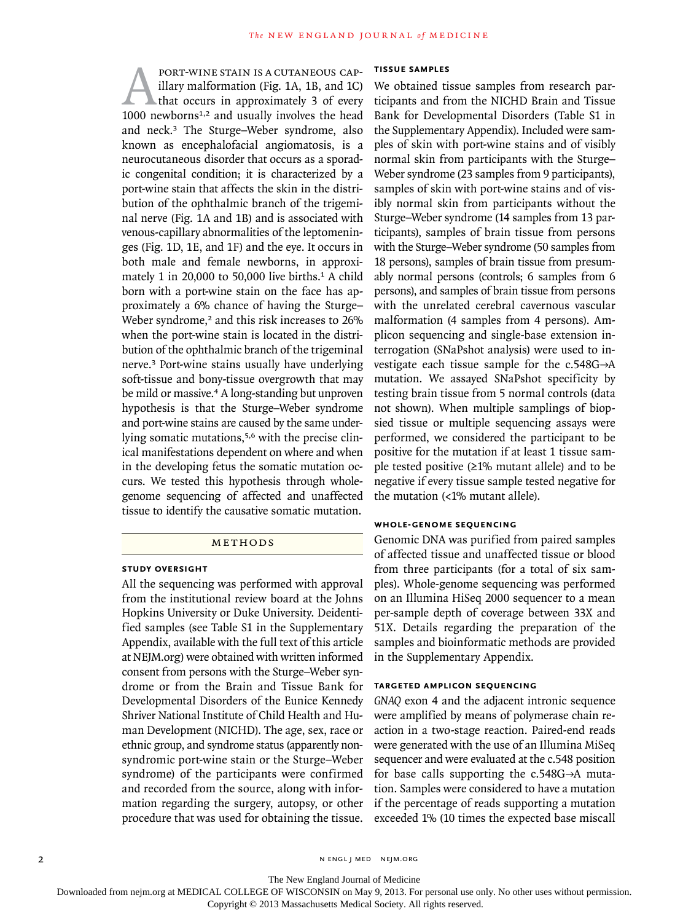A port-wine stain is a cutaneous capillary malformation (Fig. 1A, 1B, and 1C) that occurs in approximately 3 of every 1000 newborns[1,2] and usually involves the head and neck.[3] The Sturge–Weber syndrome, also known as encephalofacial angiomatosis, is a neurocutaneous disorder that occurs as a sporadic congenital condition; it is characterized by a port-wine stain that affects the skin in the distribution of the ophthalmic branch of the trigeminal nerve (Fig. 1A and 1B) and is associated with venous-capillary abnormalities of the leptomeninges (Fig. 1D, 1E, and 1F) and the eye. It occurs in both male and female newborns, in approximately 1 in 20,000 to 50,000 live births.[1] A child born with a port-wine stain on the face has approximately a 6% chance of having the Sturge–Weber syndrome,[2] and this risk increases to 26% when the port-wine stain is located in the distribution of the ophthalmic branch of the trigeminal nerve.[3] Port-wine stains usually have underlying soft-tissue and bony-tissue overgrowth that may be mild or massive.[4] A long-standing but unproven hypothesis is that the Sturge–Weber syndrome and port-wine stains are caused by the same underlying somatic mutations,[5,6] with the precise clinical manifestations dependent on where and when in the developing fetus the somatic mutation occurs. We tested this hypothesis through whole-genome sequencing of affected and unaffected tissue to identify the causative somatic mutation.

## Methods

### Study Oversight

All the sequencing was performed with approval from the institutional review board at the Johns Hopkins University or Duke University. Deidentified samples (see Table S1 in the Supplementary Appendix, available with the full text of this article at NEJM.org) were obtained with written informed consent from persons with the Sturge–Weber syndrome or from the Brain and Tissue Bank for Developmental Disorders of the Eunice Kennedy Shriver National Institute of Child Health and Human Development (NICHD). The age, sex, race or ethnic group, and syndrome status (apparently nonsyndromic port-wine stain or the Sturge–Weber syndrome) of the participants were confirmed and recorded from the source, along with information regarding the surgery, autopsy, or other procedure that was used for obtaining the tissue.

### Tissue Samples

We obtained tissue samples from research participants and from the NICHD Brain and Tissue Bank for Developmental Disorders (Table S1 in the Supplementary Appendix). Included were samples of skin with port-wine stains and of visibly normal skin from participants with the Sturge–Weber syndrome (23 samples from 9 participants), samples of skin with port-wine stains and of visibly normal skin from participants without the Sturge–Weber syndrome (14 samples from 13 participants), samples of brain tissue from persons with the Sturge–Weber syndrome (50 samples from 18 persons), samples of brain tissue from presumably normal persons (controls; 6 samples from 6 persons), and samples of brain tissue from persons with the unrelated cerebral cavernous vascular malformation (4 samples from 4 persons). Amplicon sequencing and single-base extension interrogation (SNaPshot analysis) were used to investigate each tissue sample for the c.548G→A mutation. We assayed SNaPshot specificity by testing brain tissue from 5 normal controls (data not shown). When multiple samplings of biopsied tissue or multiple sequencing assays were performed, we considered the participant to be positive for the mutation if at least 1 tissue sample tested positive (≥1% mutant allele) and to be negative if every tissue sample tested negative for the mutation (<1% mutant allele).

### Whole-Genome Sequencing

Genomic DNA was purified from paired samples of affected tissue and unaffected tissue or blood from three participants (for a total of six samples). Whole-genome sequencing was performed on an Illumina HiSeq 2000 sequencer to a mean per-sample depth of coverage between 33X and 51X. Details regarding the preparation of the samples and bioinformatic methods are provided in the Supplementary Appendix.

### Targeted Amplicon Sequencing

*GNAQ* exon 4 and the adjacent intronic sequence were amplified by means of polymerase chain reaction in a two-stage reaction. Paired-end reads were generated with the use of an Illumina MiSeq sequencer and were evaluated at the c.548 position for base calls supporting the c.548G→A mutation. Samples were considered to have a mutation if the percentage of reads supporting a mutation exceeded 1% (10 times the expected base miscall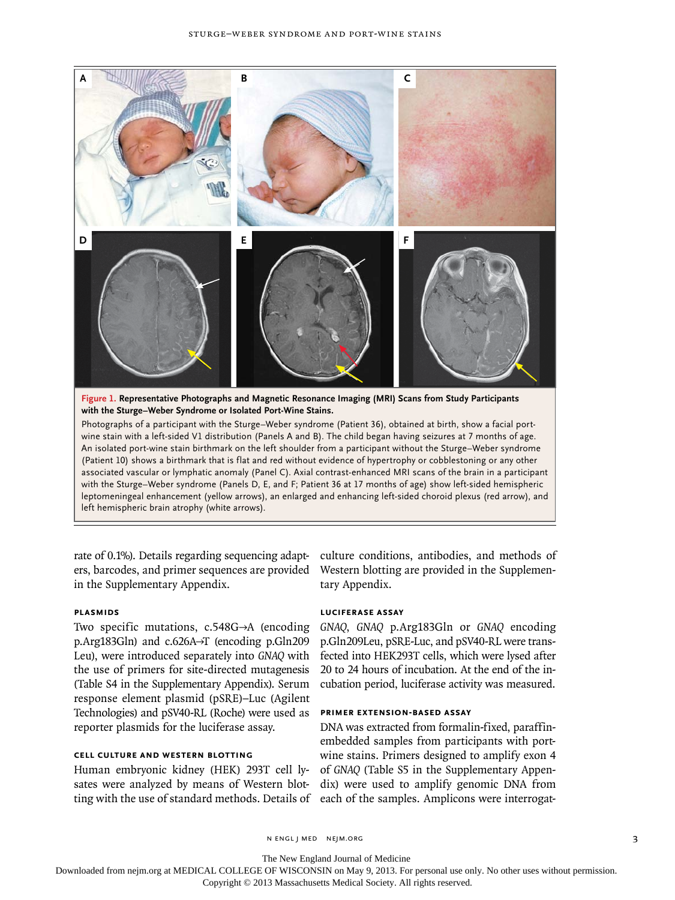**Figure 1. Representative Photographs and Magnetic Resonance Imaging (MRI) Scans from Study Participants with the Sturge–Weber Syndrome or Isolated Port-Wine Stains.**

Photographs of a participant with the Sturge–Weber syndrome (Patient 36), obtained at birth, show a facial port-wine stain with a left-sided V1 distribution (Panels A and B). The child began having seizures at 7 months of age. An isolated port-wine stain birthmark on the left shoulder from a participant without the Sturge–Weber syndrome (Patient 10) shows a birthmark that is flat and red without evidence of hypertrophy or cobblestoning or any other associated vascular or lymphatic anomaly (Panel C). Axial contrast-enhanced MRI scans of the brain in a participant with the Sturge–Weber syndrome (Panels D, E, and F; Patient 36 at 17 months of age) show left-sided hemispheric leptomeningeal enhancement (yellow arrows), an enlarged and enhancing left-sided choroid plexus (red arrow), and left hemispheric brain atrophy (white arrows).

rate of 0.1%). Details regarding sequencing adapters, barcodes, and primer sequences are provided in the Supplementary Appendix.

#### PLASMIDS

Two specific mutations, c.548G→A (encoding p.Arg183Gln) and c.626A→T (encoding p.Gln209Leu), were introduced separately into *GNAQ* with the use of primers for site-directed mutagenesis (Table S4 in the Supplementary Appendix). Serum response element plasmid (pSRE)–Luc (Agilent Technologies) and pSV40-RL (Roche) were used as reporter plasmids for the luciferase assay.

#### CELL CULTURE AND WESTERN BLOTTING

Human embryonic kidney (HEK) 293T cell lysates were analyzed by means of Western blotting with the use of standard methods. Details of culture conditions, antibodies, and methods of Western blotting are provided in the Supplementary Appendix.

#### LUCIFERASE ASSAY

*GNAQ*, *GNAQ* p.Arg183Gln or *GNAQ* encoding p.Gln209Leu, pSRE-Luc, and pSV40-RL were transfected into HEK293T cells, which were lysed after 20 to 24 hours of incubation. At the end of the incubation period, luciferase activity was measured.

#### PRIMER EXTENSION-BASED ASSAY

DNA was extracted from formalin-fixed, paraffin-embedded samples from participants with port-wine stains. Primers designed to amplify exon 4 of *GNAQ* (Table S5 in the Supplementary Appendix) were used to amplify genomic DNA from each of the samples. Amplicons were interrogat-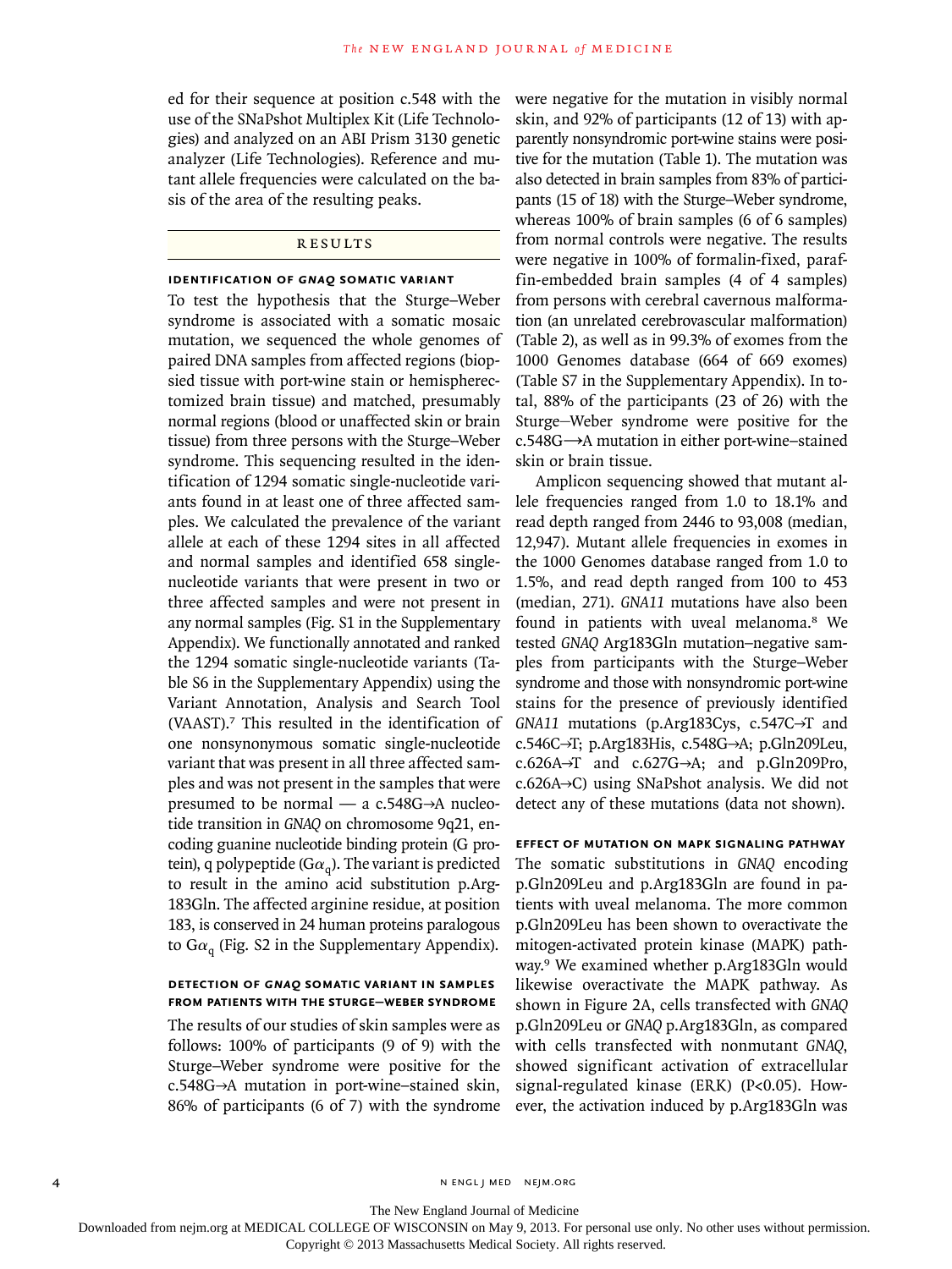ed for their sequence at position c.548 with the use of the SNaPshot Multiplex Kit (Life Technologies) and analyzed on an ABI Prism 3130 genetic analyzer (Life Technologies). Reference and mutant allele frequencies were calculated on the basis of the area of the resulting peaks.

## RESULTS

### IDENTIFICATION OF *GNAQ* SOMATIC VARIANT

To test the hypothesis that the Sturge–Weber syndrome is associated with a somatic mosaic mutation, we sequenced the whole genomes of paired DNA samples from affected regions (biopsied tissue with port-wine stain or hemispherectomized brain tissue) and matched, presumably normal regions (blood or unaffected skin or brain tissue) from three persons with the Sturge–Weber syndrome. This sequencing resulted in the identification of 1294 somatic single-nucleotide variants found in at least one of three affected samples. We calculated the prevalence of the variant allele at each of these 1294 sites in all affected and normal samples and identified 658 single-nucleotide variants that were present in two or three affected samples and were not present in any normal samples (Fig. S1 in the Supplementary Appendix). We functionally annotated and ranked the 1294 somatic single-nucleotide variants (Table S6 in the Supplementary Appendix) using the Variant Annotation, Analysis and Search Tool (VAAST).[7] This resulted in the identification of one nonsynonymous somatic single-nucleotide variant that was present in all three affected samples and was not present in the samples that were presumed to be normal — a c.548G→A nucleotide transition in *GNAQ* on chromosome 9q21, encoding guanine nucleotide binding protein (G protein), q polypeptide ($G\alpha_q$). The variant is predicted to result in the amino acid substitution p.Arg183Gln. The affected arginine residue, at position 183, is conserved in 24 human proteins paralogous to $G\alpha_q$ (Fig. S2 in the Supplementary Appendix).

### DETECTION OF *GNAQ* SOMATIC VARIANT IN SAMPLES FROM PATIENTS WITH THE STURGE–WEBER SYNDROME

The results of our studies of skin samples were as follows: 100% of participants (9 of 9) with the Sturge–Weber syndrome were positive for the c.548G→A mutation in port-wine–stained skin, 86% of participants (6 of 7) with the syndrome were negative for the mutation in visibly normal skin, and 92% of participants (12 of 13) with apparently nonsyndromic port-wine stains were positive for the mutation (Table 1). The mutation was also detected in brain samples from 83% of participants (15 of 18) with the Sturge–Weber syndrome, whereas 100% of brain samples (6 of 6 samples) from normal controls were negative. The results were negative in 100% of formalin-fixed, paraffin-embedded brain samples (4 of 4 samples) from persons with cerebral cavernous malformation (an unrelated cerebrovascular malformation) (Table 2), as well as in 99.3% of exomes from the 1000 Genomes database (664 of 669 exomes) (Table S7 in the Supplementary Appendix). In total, 88% of the participants (23 of 26) with the Sturge–Weber syndrome were positive for the c.548G→A mutation in either port-wine–stained skin or brain tissue.

Amplicon sequencing showed that mutant allele frequencies ranged from 1.0 to 18.1% and read depth ranged from 2446 to 93,008 (median, 12,947). Mutant allele frequencies in exomes in the 1000 Genomes database ranged from 1.0 to 1.5%, and read depth ranged from 100 to 453 (median, 271). *GNA11* mutations have also been found in patients with uveal melanoma.[8] We tested *GNAQ* Arg183Gln mutation–negative samples from participants with the Sturge–Weber syndrome and those with nonsyndromic port-wine stains for the presence of previously identified *GNA11* mutations (p.Arg183Cys, c.547C→T and c.546C→T; p.Arg183His, c.548G→A; p.Gln209Leu, c.626A→T and c.627G→A; and p.Gln209Pro, c.626A→C) using SNaPshot analysis. We did not detect any of these mutations (data not shown).

### EFFECT OF MUTATION ON MAPK SIGNALING PATHWAY

The somatic substitutions in *GNAQ* encoding p.Gln209Leu and p.Arg183Gln are found in patients with uveal melanoma. The more common p.Gln209Leu has been shown to overactivate the mitogen-activated protein kinase (MAPK) pathway.[9] We examined whether p.Arg183Gln would likewise overactivate the MAPK pathway. As shown in Figure 2A, cells transfected with *GNAQ* p.Gln209Leu or *GNAQ* p.Arg183Gln, as compared with cells transfected with nonmutant *GNAQ*, showed significant activation of extracellular signal-regulated kinase (ERK) ($P<0.05$). However, the activation induced by p.Arg183Gln was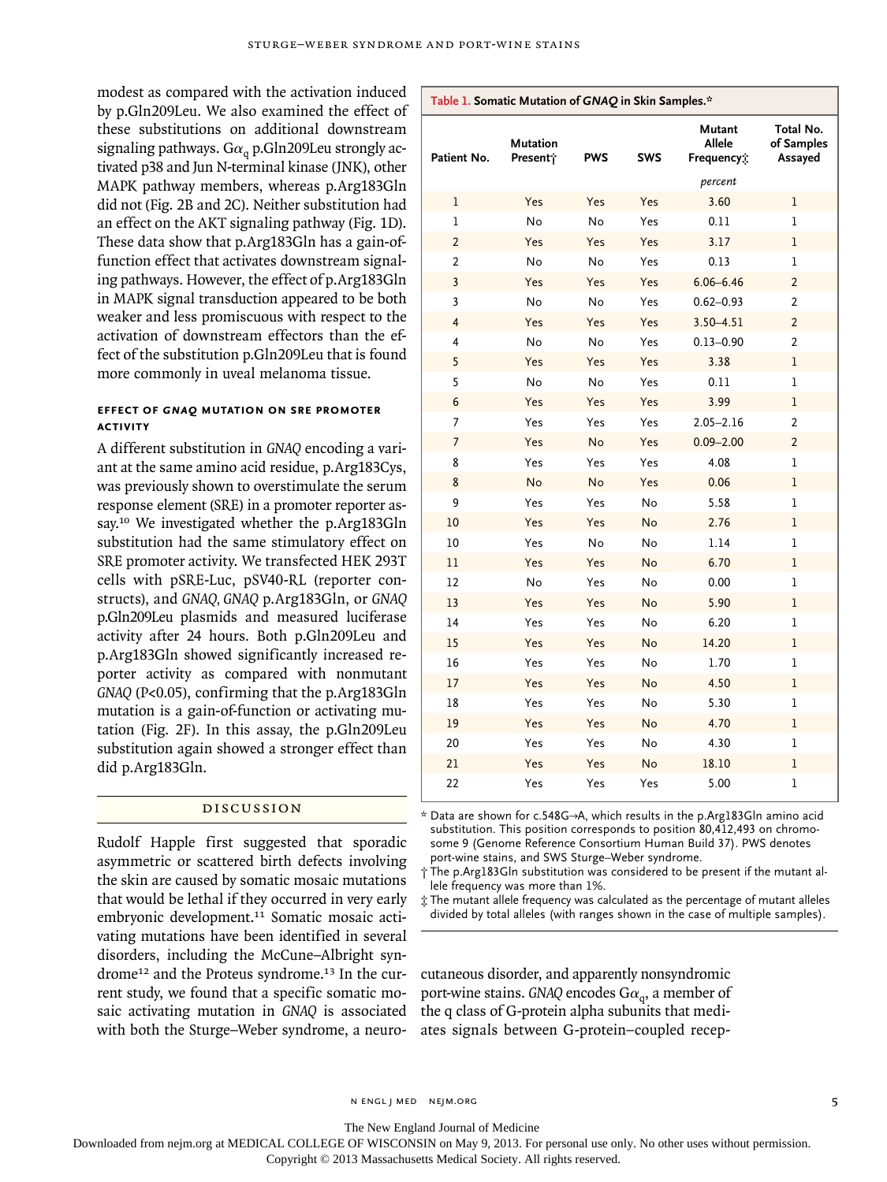modest as compared with the activation induced by p.Gln209Leu. We also examined the effect of these substitutions on additional downstream signaling pathways. $G\alpha_q$ p.Gln209Leu strongly activated p38 and Jun N-terminal kinase (JNK), other MAPK pathway members, whereas p.Arg183Gln did not (Fig. 2B and 2C). Neither substitution had an effect on the AKT signaling pathway (Fig. 1D). These data show that p.Arg183Gln has a gain-of-function effect that activates downstream signaling pathways. However, the effect of p.Arg183Gln in MAPK signal transduction appeared to be both weaker and less promiscuous with respect to the activation of downstream effectors than the effect of the substitution p.Gln209Leu that is found more commonly in uveal melanoma tissue.

### EFFECT OF *GNAQ* MUTATION ON SRE PROMOTER ACTIVITY

A different substitution in *GNAQ* encoding a variant at the same amino acid residue, p.Arg183Cys, was previously shown to overstimulate the serum response element (SRE) in a promoter reporter assay.[10] We investigated whether the p.Arg183Gln substitution had the same stimulatory effect on SRE promoter activity. We transfected HEK 293T cells with pSRE-Luc, pSV40-RL (reporter constructs), and *GNAQ*, *GNAQ* p.Arg183Gln, or *GNAQ* p.Gln209Leu plasmids and measured luciferase activity after 24 hours. Both p.Gln209Leu and p.Arg183Gln showed significantly increased reporter activity as compared with nonmutant *GNAQ* ($P<0.05$), confirming that the p.Arg183Gln mutation is a gain-of-function or activating mutation (Fig. 2F). In this assay, the p.Gln209Leu substitution again showed a stronger effect than did p.Arg183Gln.

**Table 1. Somatic Mutation of *GNAQ* in Skin Samples.***

| Patient No. | Mutation Present† | PWS | SWS | Mutant Allele Frequency‡ | Total No. of Samples Assayed |
|---|---|---|---|---|---|
| | | | | *percent* | |
| 1 | Yes | Yes | Yes | 3.60 | 1 |
| 1 | No | No | Yes | 0.11 | 1 |
| 2 | Yes | Yes | Yes | 3.17 | 1 |
| 2 | No | No | Yes | 0.13 | 1 |
| 3 | Yes | Yes | Yes | 6.06–6.46 | 2 |
| 3 | No | No | Yes | 0.62–0.93 | 2 |
| 4 | Yes | Yes | Yes | 3.50–4.51 | 2 |
| 4 | No | No | Yes | 0.13–0.90 | 2 |
| 5 | Yes | Yes | Yes | 3.38 | 1 |
| 5 | No | No | Yes | 0.11 | 1 |
| 6 | Yes | Yes | Yes | 3.99 | 1 |
| 7 | Yes | Yes | Yes | 2.05–2.16 | 2 |
| 7 | Yes | No | Yes | 0.09–2.00 | 2 |
| 8 | Yes | Yes | Yes | 4.08 | 1 |
| 8 | No | No | Yes | 0.06 | 1 |
| 9 | Yes | Yes | No | 5.58 | 1 |
| 10 | Yes | Yes | No | 2.76 | 1 |
| 10 | Yes | No | No | 1.14 | 1 |
| 11 | Yes | Yes | No | 6.70 | 1 |
| 12 | No | Yes | No | 0.00 | 1 |
| 13 | Yes | Yes | No | 5.90 | 1 |
| 14 | Yes | Yes | No | 6.20 | 1 |
| 15 | Yes | Yes | No | 14.20 | 1 |
| 16 | Yes | Yes | No | 1.70 | 1 |
| 17 | Yes | Yes | No | 4.50 | 1 |
| 18 | Yes | Yes | No | 5.30 | 1 |
| 19 | Yes | Yes | No | 4.70 | 1 |
| 20 | Yes | Yes | No | 4.30 | 1 |
| 21 | Yes | Yes | No | 18.10 | 1 |
| 22 | Yes | Yes | Yes | 5.00 | 1 |

\* Data are shown for c.548G→A, which results in the p.Arg183Gln amino acid substitution. This position corresponds to position 80,412,493 on chromosome 9 (Genome Reference Consortium Human Build 37). PWS denotes port-wine stains, and SWS Sturge–Weber syndrome.

† The p.Arg183Gln substitution was considered to be present if the mutant allele frequency was more than 1%.

‡ The mutant allele frequency was calculated as the percentage of mutant alleles divided by total alleles (with ranges shown in the case of multiple samples).

## DISCUSSION

Rudolf Happle first suggested that sporadic asymmetric or scattered birth defects involving the skin are caused by somatic mosaic mutations that would be lethal if they occurred in very early embryonic development.[11] Somatic mosaic activating mutations have been identified in several disorders, including the McCune–Albright syndrome[12] and the Proteus syndrome.[13] In the current study, we found that a specific somatic mosaic activating mutation in *GNAQ* is associated with both the Sturge–Weber syndrome, a neurocutaneous disorder, and apparently nonsyndromic port-wine stains. *GNAQ* encodes $G\alpha_q$, a member of the q class of G-protein alpha subunits that mediates signals between G-protein–coupled recep-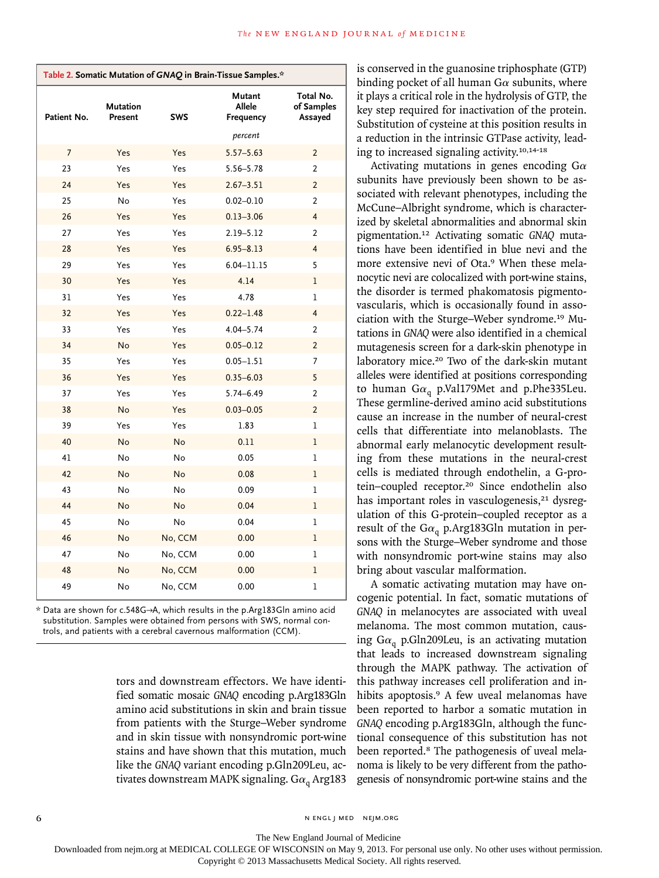**Table 2. Somatic Mutation of *GNAQ* in Brain-Tissue Samples.***

| Patient No. | Mutation Present | SWS | Mutant Allele Frequency | Total No. of Samples Assayed |
|---|---|---|---|---|
| | | | *percent* | |
| 7 | Yes | Yes | 5.57–5.63 | 2 |
| 23 | Yes | Yes | 5.56–5.78 | 2 |
| 24 | Yes | Yes | 2.67–3.51 | 2 |
| 25 | No | Yes | 0.02–0.10 | 2 |
| 26 | Yes | Yes | 0.13–3.06 | 4 |
| 27 | Yes | Yes | 2.19–5.12 | 2 |
| 28 | Yes | Yes | 6.95–8.13 | 4 |
| 29 | Yes | Yes | 6.04–11.15 | 5 |
| 30 | Yes | Yes | 4.14 | 1 |
| 31 | Yes | Yes | 4.78 | 1 |
| 32 | Yes | Yes | 0.22–1.48 | 4 |
| 33 | Yes | Yes | 4.04–5.74 | 2 |
| 34 | No | Yes | 0.05–0.12 | 2 |
| 35 | Yes | Yes | 0.05–1.51 | 7 |
| 36 | Yes | Yes | 0.35–6.03 | 5 |
| 37 | Yes | Yes | 5.74–6.49 | 2 |
| 38 | No | Yes | 0.03–0.05 | 2 |
| 39 | Yes | Yes | 1.83 | 1 |
| 40 | No | No | 0.11 | 1 |
| 41 | No | No | 0.05 | 1 |
| 42 | No | No | 0.08 | 1 |
| 43 | No | No | 0.09 | 1 |
| 44 | No | No | 0.04 | 1 |
| 45 | No | No | 0.04 | 1 |
| 46 | No | No, CCM | 0.00 | 1 |
| 47 | No | No, CCM | 0.00 | 1 |
| 48 | No | No, CCM | 0.00 | 1 |
| 49 | No | No, CCM | 0.00 | 1 |

\* Data are shown for c.548G→A, which results in the p.Arg183Gln amino acid substitution. Samples were obtained from persons with SWS, normal controls, and patients with a cerebral cavernous malformation (CCM).

tors and downstream effectors. We have identified somatic mosaic *GNAQ* encoding p.Arg183Gln amino acid substitutions in skin and brain tissue from patients with the Sturge–Weber syndrome and in skin tissue with nonsyndromic port-wine stains and have shown that this mutation, much like the *GNAQ* variant encoding p.Gln209Leu, activates downstream MAPK signaling. G$\alpha_q$ Arg183 is conserved in the guanosine triphosphate (GTP) binding pocket of all human G$\alpha$ subunits, where it plays a critical role in the hydrolysis of GTP, the key step required for inactivation of the protein. Substitution of cysteine at this position results in a reduction in the intrinsic GTPase activity, leading to increased signaling activity.[10,14-18]

Activating mutations in genes encoding G$\alpha$ subunits have previously been shown to be associated with relevant phenotypes, including the McCune–Albright syndrome, which is characterized by skeletal abnormalities and abnormal skin pigmentation.[12] Activating somatic *GNAQ* mutations have been identified in blue nevi and the more extensive nevi of Ota.[9] When these melanocytic nevi are colocalized with port-wine stains, the disorder is termed phakomatosis pigmentovascularis, which is occasionally found in association with the Sturge–Weber syndrome.[19] Mutations in *GNAQ* were also identified in a chemical mutagenesis screen for a dark-skin phenotype in laboratory mice.[20] Two of the dark-skin mutant alleles were identified at positions corresponding to human G$\alpha_q$ p.Val179Met and p.Phe335Leu. These germline-derived amino acid substitutions cause an increase in the number of neural-crest cells that differentiate into melanoblasts. The abnormal early melanocytic development resulting from these mutations in the neural-crest cells is mediated through endothelin, a G-protein–coupled receptor.[20] Since endothelin also has important roles in vasculogenesis,[21] dysregulation of this G-protein–coupled receptor as a result of the G$\alpha_q$ p.Arg183Gln mutation in persons with the Sturge–Weber syndrome and those with nonsyndromic port-wine stains may also bring about vascular malformation.

A somatic activating mutation may have oncogenic potential. In fact, somatic mutations of *GNAQ* in melanocytes are associated with uveal melanoma. The most common mutation, causing G$\alpha_q$ p.Gln209Leu, is an activating mutation that leads to increased downstream signaling through the MAPK pathway. The activation of this pathway increases cell proliferation and inhibits apoptosis.[9] A few uveal melanomas have been reported to harbor a somatic mutation in *GNAQ* encoding p.Arg183Gln, although the functional consequence of this substitution has not been reported.[8] The pathogenesis of uveal melanoma is likely to be very different from the pathogenesis of nonsyndromic port-wine stains and the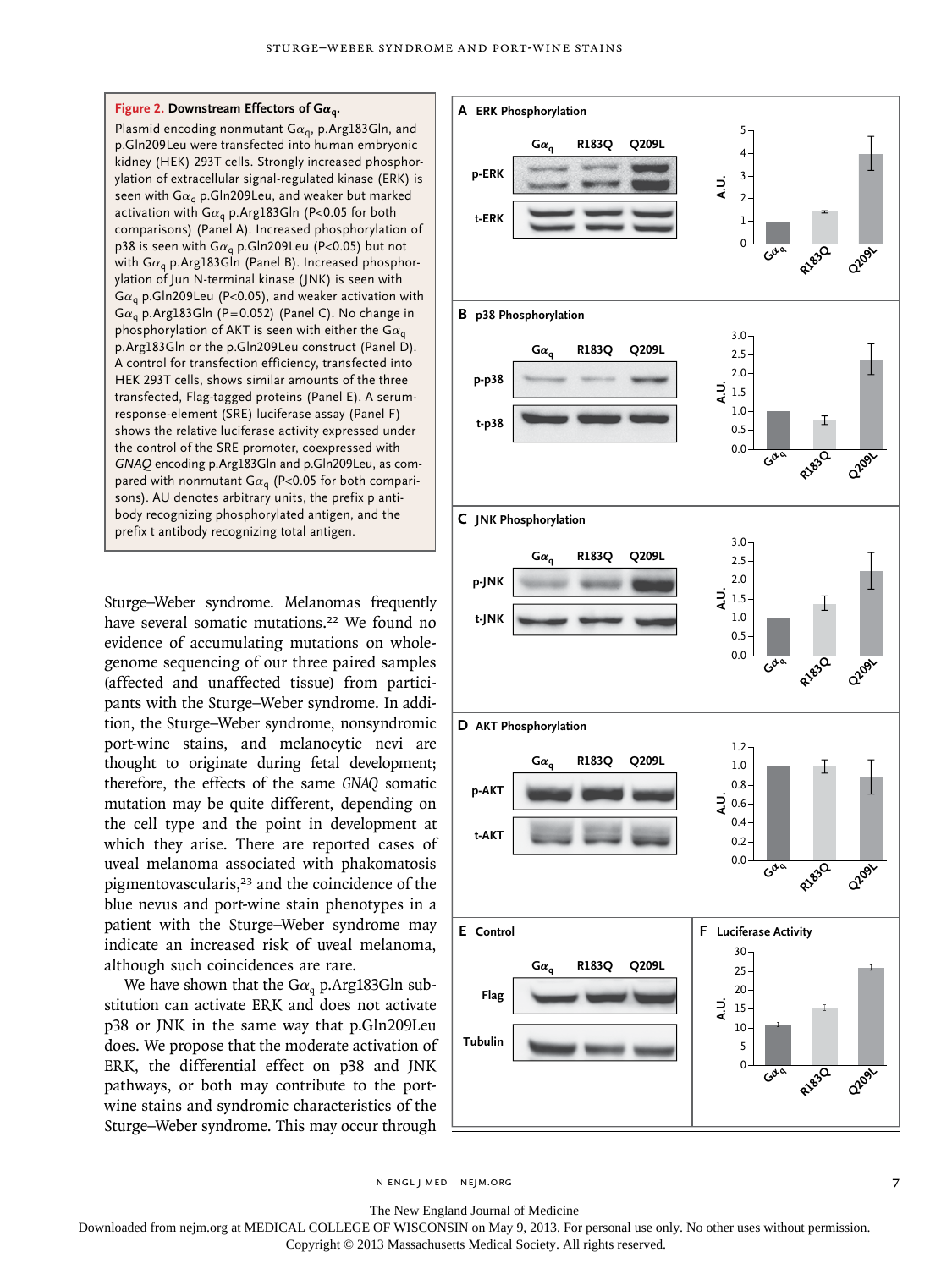**Figure 2. Downstream Effectors of $G\alpha_q$.**

Plasmid encoding nonmutant $G\alpha_q$, p.Arg183Gln, and p.Gln209Leu were transfected into human embryonic kidney (HEK) 293T cells. Strongly increased phosphorylation of extracellular signal-regulated kinase (ERK) is seen with $G\alpha_q$ p.Gln209Leu, and weaker but marked activation with $G\alpha_q$ p.Arg183Gln ($P<0.05$ for both comparisons) (Panel A). Increased phosphorylation of p38 is seen with $G\alpha_q$ p.Gln209Leu ($P<0.05$) but not with $G\alpha_q$ p.Arg183Gln (Panel B). Increased phosphorylation of Jun N-terminal kinase (JNK) is seen with $G\alpha_q$ p.Gln209Leu ($P<0.05$), and weaker activation with $G\alpha_q$ p.Arg183Gln ($P=0.052$) (Panel C). No change in phosphorylation of AKT is seen with either the $G\alpha_q$ p.Arg183Gln or the p.Gln209Leu construct (Panel D). A control for transfection efficiency, transfected into HEK 293T cells, shows similar amounts of the three transfected, Flag-tagged proteins (Panel E). A serum-response-element (SRE) luciferase assay (Panel F) shows the relative luciferase activity expressed under the control of the SRE promoter, coexpressed with *GNAQ* encoding p.Arg183Gln and p.Gln209Leu, as compared with nonmutant $G\alpha_q$ ($P<0.05$ for both comparisons). AU denotes arbitrary units, the prefix p antibody recognizing phosphorylated antigen, and the prefix t antibody recognizing total antigen.

Sturge–Weber syndrome. Melanomas frequently have several somatic mutations.[22] We found no evidence of accumulating mutations on whole-genome sequencing of our three paired samples (affected and unaffected tissue) from participants with the Sturge–Weber syndrome. In addition, the Sturge–Weber syndrome, nonsyndromic port-wine stains, and melanocytic nevi are thought to originate during fetal development; therefore, the effects of the same *GNAQ* somatic mutation may be quite different, depending on the cell type and the point in development at which they arise. There are reported cases of uveal melanoma associated with phakomatosis pigmentovascularis,[23] and the coincidence of the blue nevus and port-wine stain phenotypes in a patient with the Sturge–Weber syndrome may indicate an increased risk of uveal melanoma, although such coincidences are rare.

We have shown that the $G\alpha_q$ p.Arg183Gln substitution can activate ERK and does not activate p38 or JNK in the same way that p.Gln209Leu does. We propose that the moderate activation of ERK, the differential effect on p38 and JNK pathways, or both may contribute to the port-wine stains and syndromic characteristics of the Sturge–Weber syndrome. This may occur through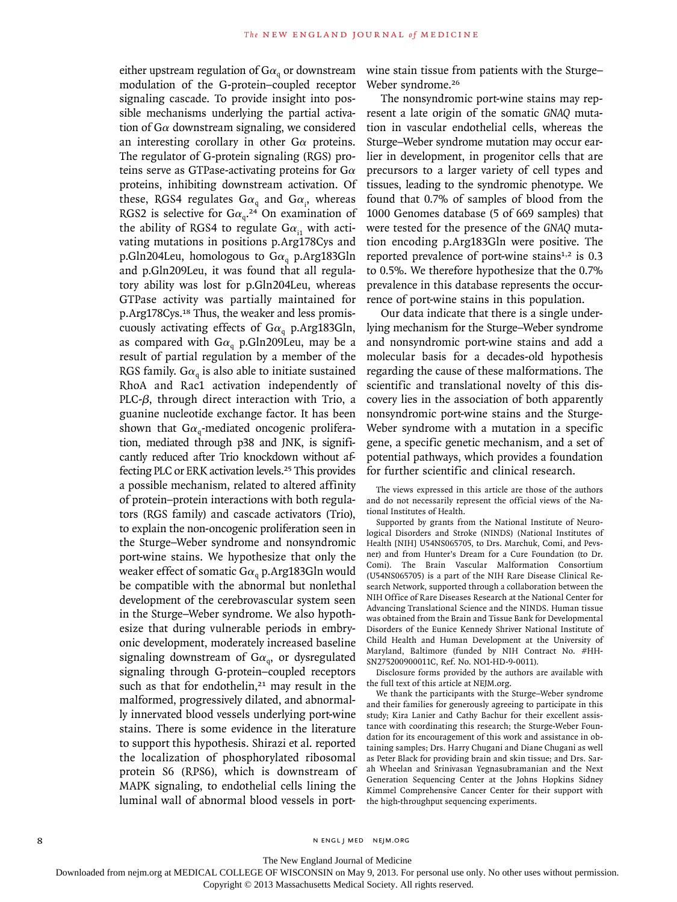either upstream regulation of $G\alpha_q$ or downstream modulation of the G-protein–coupled receptor signaling cascade. To provide insight into possible mechanisms underlying the partial activation of $G\alpha$ downstream signaling, we considered an interesting corollary in other $G\alpha$ proteins. The regulator of G-protein signaling (RGS) proteins serve as GTPase-activating proteins for $G\alpha$ proteins, inhibiting downstream activation. Of these, RGS4 regulates $G\alpha_q$ and $G\alpha_i$, whereas RGS2 is selective for $G\alpha_q$.[24] On examination of the ability of RGS4 to regulate $G\alpha_{i1}$ with activating mutations in positions p.Arg178Cys and p.Gln204Leu, homologous to $G\alpha_q$ p.Arg183Gln and p.Gln209Leu, it was found that all regulatory ability was lost for p.Gln204Leu, whereas GTPase activity was partially maintained for p.Arg178Cys.[18] Thus, the weaker and less promiscuously activating effects of $G\alpha_q$ p.Arg183Gln, as compared with $G\alpha_q$ p.Gln209Leu, may be a result of partial regulation by a member of the RGS family. $G\alpha_q$ is also able to initiate sustained RhoA and Rac1 activation independently of PLC-$\beta$, through direct interaction with Trio, a guanine nucleotide exchange factor. It has been shown that $G\alpha_q$-mediated oncogenic proliferation, mediated through p38 and JNK, is significantly reduced after Trio knockdown without affecting PLC or ERK activation levels.[25] This provides a possible mechanism, related to altered affinity of protein–protein interactions with both regulators (RGS family) and cascade activators (Trio), to explain the non-oncogenic proliferation seen in the Sturge–Weber syndrome and nonsyndromic port-wine stains. We hypothesize that only the weaker effect of somatic $G\alpha_q$ p.Arg183Gln would be compatible with the abnormal but nonlethal development of the cerebrovascular system seen in the Sturge–Weber syndrome. We also hypothesize that during vulnerable periods in embryonic development, moderately increased baseline signaling downstream of $G\alpha_q$, or dysregulated signaling through G-protein–coupled receptors such as that for endothelin,[21] may result in the malformed, progressively dilated, and abnormally innervated blood vessels underlying port-wine stains. There is some evidence in the literature to support this hypothesis. Shirazi et al. reported the localization of phosphorylated ribosomal protein S6 (RPS6), which is downstream of MAPK signaling, to endothelial cells lining the luminal wall of abnormal blood vessels in port-wine stain tissue from patients with the Sturge–Weber syndrome.[26]

The nonsyndromic port-wine stains may represent a late origin of the somatic *GNAQ* mutation in vascular endothelial cells, whereas the Sturge–Weber syndrome mutation may occur earlier in development, in progenitor cells that are precursors to a larger variety of cell types and tissues, leading to the syndromic phenotype. We found that 0.7% of samples of blood from the 1000 Genomes database (5 of 669 samples) that were tested for the presence of the *GNAQ* mutation encoding p.Arg183Gln were positive. The reported prevalence of port-wine stains[1,2] is 0.3 to 0.5%. We therefore hypothesize that the 0.7% prevalence in this database represents the occurrence of port-wine stains in this population.

Our data indicate that there is a single underlying mechanism for the Sturge–Weber syndrome and nonsyndromic port-wine stains and add a molecular basis for a decades-old hypothesis regarding the cause of these malformations. The scientific and translational novelty of this discovery lies in the association of both apparently nonsyndromic port-wine stains and the Sturge-Weber syndrome with a mutation in a specific gene, a specific genetic mechanism, and a set of potential pathways, which provides a foundation for further scientific and clinical research.

The views expressed in this article are those of the authors and do not necessarily represent the official views of the National Institutes of Health.

Supported by grants from the National Institute of Neurological Disorders and Stroke (NINDS) (National Institutes of Health [NIH] U54NS065705, to Drs. Marchuk, Comi, and Pevsner) and from Hunter's Dream for a Cure Foundation (to Dr. Comi). The Brain Vascular Malformation Consortium (U54NS065705) is a part of the NIH Rare Disease Clinical Research Network, supported through a collaboration between the NIH Office of Rare Diseases Research at the National Center for Advancing Translational Science and the NINDS. Human tissue was obtained from the Brain and Tissue Bank for Developmental Disorders of the Eunice Kennedy Shriver National Institute of Child Health and Human Development at the University of Maryland, Baltimore (funded by NIH Contract No. #HHSN275200900011C, Ref. No. NO1-HD-9-0011).

Disclosure forms provided by the authors are available with the full text of this article at NEJM.org.

We thank the participants with the Sturge–Weber syndrome and their families for generously agreeing to participate in this study; Kira Lanier and Cathy Bachur for their excellent assistance with coordinating this research; the Sturge-Weber Foundation for its encouragement of this work and assistance in obtaining samples; Drs. Harry Chugani and Diane Chugani as well as Peter Black for providing brain and skin tissue; and Drs. Sarah Wheelan and Srinivasan Yegnasubramanian and the Next Generation Sequencing Center at the Johns Hopkins Sidney Kimmel Comprehensive Cancer Center for their support with the high-throughput sequencing experiments.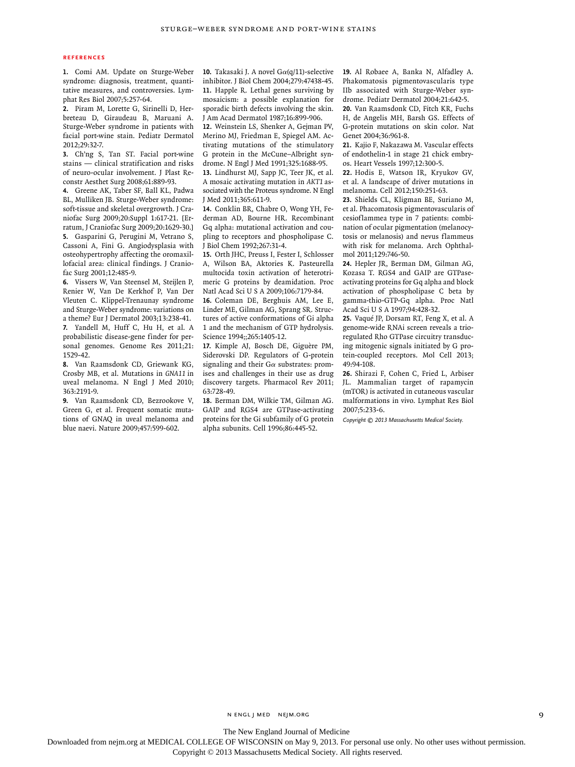## References

1. Comi AM. Update on Sturge-Weber syndrome: diagnosis, treatment, quantitative measures, and controversies. Lymphat Res Biol 2007;5:257-64.
2. Piram M, Lorette G, Sirinelli D, Herbreteau D, Giraudeau B, Maruani A. Sturge-Weber syndrome in patients with facial port-wine stain. Pediatr Dermatol 2012;29:32-7.
3. Ch'ng S, Tan ST. Facial port-wine stains — clinical stratification and risks of neuro-ocular involvement. J Plast Reconstr Aesthet Surg 2008;61:889-93.
4. Greene AK, Taber SF, Ball KL, Padwa BL, Mulliken JB. Sturge-Weber syndrome: soft-tissue and skeletal overgrowth. J Craniofac Surg 2009;20:Suppl 1:617-21. [Erratum, J Craniofac Surg 2009;20:1629-30.]
5. Gasparini G, Perugini M, Vetrano S, Cassoni A, Fini G. Angiodysplasia with osteohypertrophy affecting the oromaxillofacial area: clinical findings. J Craniofac Surg 2001;12:485-9.
6. Vissers W, Van Steensel M, Steijlen P, Renier W, Van De Kerkhof P, Van Der Vleuten C. Klippel-Trenaunay syndrome and Sturge-Weber syndrome: variations on a theme? Eur J Dermatol 2003;13:238-41.
7. Yandell M, Huff C, Hu H, et al. A probabilistic disease-gene finder for personal genomes. Genome Res 2011;21:1529-42.
8. Van Raamsdonk CD, Griewank KG, Crosby MB, et al. Mutations in *GNA11* in uveal melanoma. N Engl J Med 2010;363:2191-9.
9. Van Raamsdonk CD, Bezrookove V, Green G, et al. Frequent somatic mutations of GNAQ in uveal melanoma and blue naevi. Nature 2009;457:599-602.
10. Takasaki J. A novel Gα(q/11)-selective inhibitor. J Biol Chem 2004;279:47438-45.
11. Happle R. Lethal genes surviving by mosaicism: a possible explanation for sporadic birth defects involving the skin. J Am Acad Dermatol 1987;16:899-906.
12. Weinstein LS, Shenker A, Gejman PV, Merino MJ, Friedman E, Spiegel AM. Activating mutations of the stimulatory G protein in the McCune–Albright syndrome. N Engl J Med 1991;325:1688-95.
13. Lindhurst MJ, Sapp JC, Teer JK, et al. A mosaic activating mutation in *AKT1* associated with the Proteus syndrome. N Engl J Med 2011;365:611-9.
14. Conklin BR, Chabre O, Wong YH, Federman AD, Bourne HR. Recombinant Gq alpha: mutational activation and coupling to receptors and phospholipase C. J Biol Chem 1992;267:31-4.
15. Orth JHC, Preuss I, Fester I, Schlosser A, Wilson BA, Aktories K. Pasteurella multocida toxin activation of heterotrimeric G proteins by deamidation. Proc Natl Acad Sci U S A 2009;106:7179-84.
16. Coleman DE, Berghuis AM, Lee E, Linder ME, Gilman AG, Sprang SR. Structures of active conformations of Gi alpha 1 and the mechanism of GTP hydrolysis. Science 1994;;265:1405-12.
17. Kimple AJ, Bosch DE, Giguère PM, Siderovski DP. Regulators of G-protein signaling and their Gα substrates: promises and challenges in their use as drug discovery targets. Pharmacol Rev 2011;63:728-49.
18. Berman DM, Wilkie TM, Gilman AG. GAIP and RGS4 are GTPase-activating proteins for the Gi subfamily of G protein alpha subunits. Cell 1996;86:445-52.
19. Al Robaee A, Banka N, Alfadley A. Phakomatosis pigmentovascularis type IIb associated with Sturge-Weber syndrome. Pediatr Dermatol 2004;21:642-5.
20. Van Raamsdonk CD, Fitch KR, Fuchs H, de Angelis MH, Barsh GS. Effects of G-protein mutations on skin color. Nat Genet 2004;36:961-8.
21. Kajio F, Nakazawa M. Vascular effects of endothelin-1 in stage 21 chick embryos. Heart Vessels 1997;12:300-5.
22. Hodis E, Watson IR, Kryukov GV, et al. A landscape of driver mutations in melanoma. Cell 2012;150:251-63.
23. Shields CL, Kligman BE, Suriano M, et al. Phacomatosis pigmentovascularis of cesioflammea type in 7 patients: combination of ocular pigmentation (melanocytosis or melanosis) and nevus flammeus with risk for melanoma. Arch Ophthalmol 2011;129:746-50.
24. Hepler JR, Berman DM, Gilman AG, Kozasa T. RGS4 and GAIP are GTPase-activating proteins for Gq alpha and block activation of phospholipase C beta by gamma-thio-GTP-Gq alpha. Proc Natl Acad Sci U S A 1997;94:428-32.
25. Vaqué JP, Dorsam RT, Feng X, et al. A genome-wide RNAi screen reveals a trio-regulated Rho GTPase circuitry transducing mitogenic signals initiated by G protein-coupled receptors. Mol Cell 2013;49:94-108.
26. Shirazi F, Cohen C, Fried L, Arbiser JL. Mammalian target of rapamycin (mTOR) is activated in cutaneous vascular malformations in vivo. Lymphat Res Biol 2007;5:233-6.

*Copyright © 2013 Massachusetts Medical Society.*